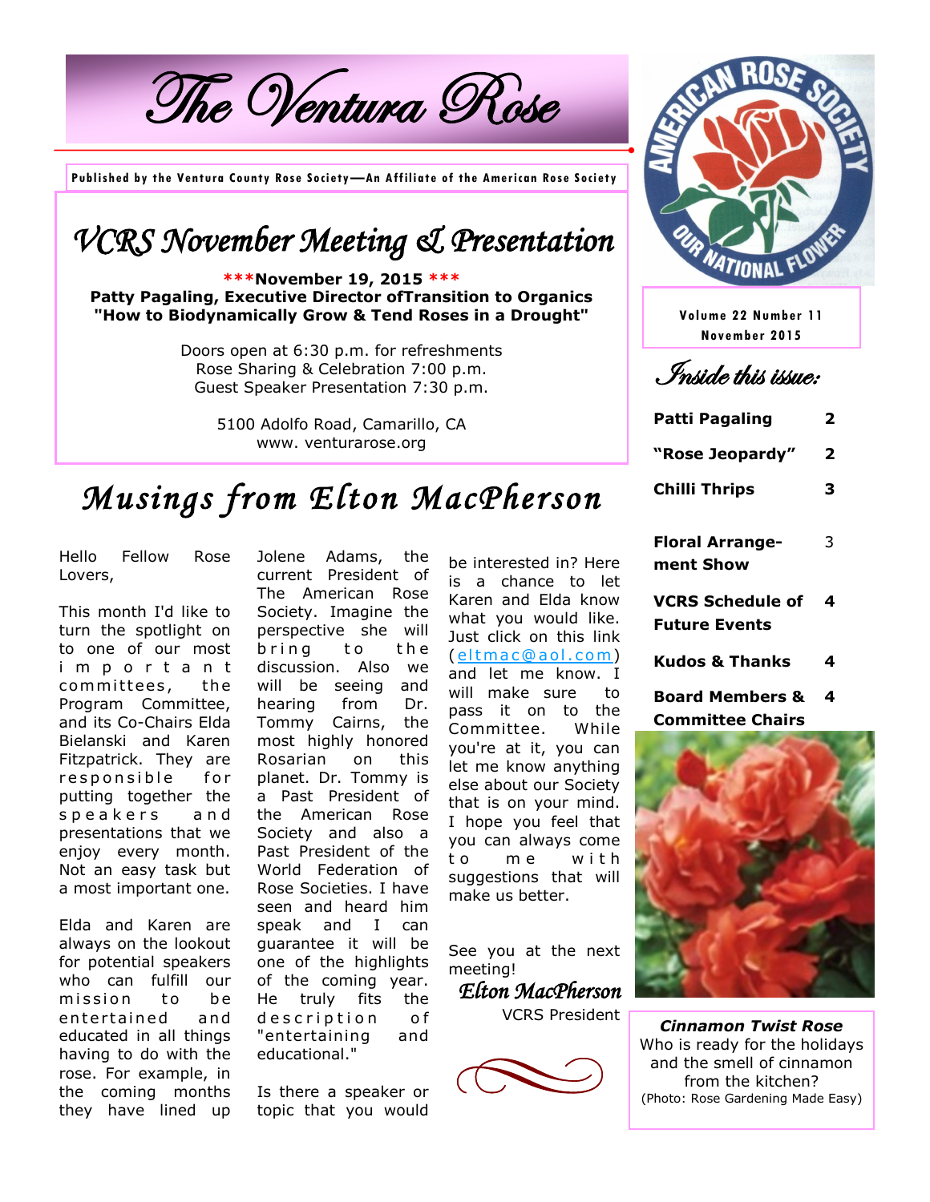# The Ventura Rose

**Published by the Ventura County Rose Society—An Affiliate of the American Rose Society**

Volume 22 Number 11
November 2015

## VCRS November Meeting & Presentation

**\*\*\*November 19, 2015 \*\*\***
**Patty Pagaling, Executive Director ofTransition to Organics**
**"How to Biodynamically Grow & Tend Roses in a Drought"**

Doors open at 6:30 p.m. for refreshments
Rose Sharing & Celebration 7:00 p.m.
Guest Speaker Presentation 7:30 p.m.

5100 Adolfo Road, Camarillo, CA
www. venturarose.org

## Inside this issue:

| | |
|---|---|
| **Patti Pagaling** | 2 |
| **"Rose Jeopardy"** | 2 |
| **Chilli Thrips** | 3 |
| **Floral Arrangement Show** | 3 |
| **VCRS Schedule of Future Events** | 4 |
| **Kudos & Thanks** | 4 |
| **Board Members & Committee Chairs** | 4 |

## Musings from Elton MacPherson

Hello Fellow Rose Lovers,

This month I'd like to turn the spotlight on to one of our most important committees, the Program Committee, and its Co-Chairs Elda Bielanski and Karen Fitzpatrick. They are responsible for putting together the speakers and presentations that we enjoy every month. Not an easy task but a most important one.

Elda and Karen are always on the lookout for potential speakers who can fulfill our mission to be entertained and educated in all things having to do with the rose. For example, in the coming months they have lined up Jolene Adams, the current President of The American Rose Society. Imagine the perspective she will bring to the discussion. Also we will be seeing and hearing from Dr. Tommy Cairns, the most highly honored Rosarian on this planet. Dr. Tommy is a Past President of the American Rose Society and also a Past President of the World Federation of Rose Societies. I have seen and heard him speak and I can guarantee it will be one of the highlights of the coming year. He truly fits the description of "entertaining and educational."

Is there a speaker or topic that you would be interested in? Here is a chance to let Karen and Elda know what you would like. Just click on this link (eltmac@aol.com) and let me know. I will make sure to pass it on to the Committee. While you're at it, you can let me know anything else about our Society that is on your mind. I hope you feel that you can always come to me with suggestions that will make us better.

See you at the next meeting!

*Elton MacPherson*
VCRS President

***Cinnamon Twist Rose***
Who is ready for the holidays and the smell of cinnamon from the kitchen?
(Photo: Rose Gardening Made Easy)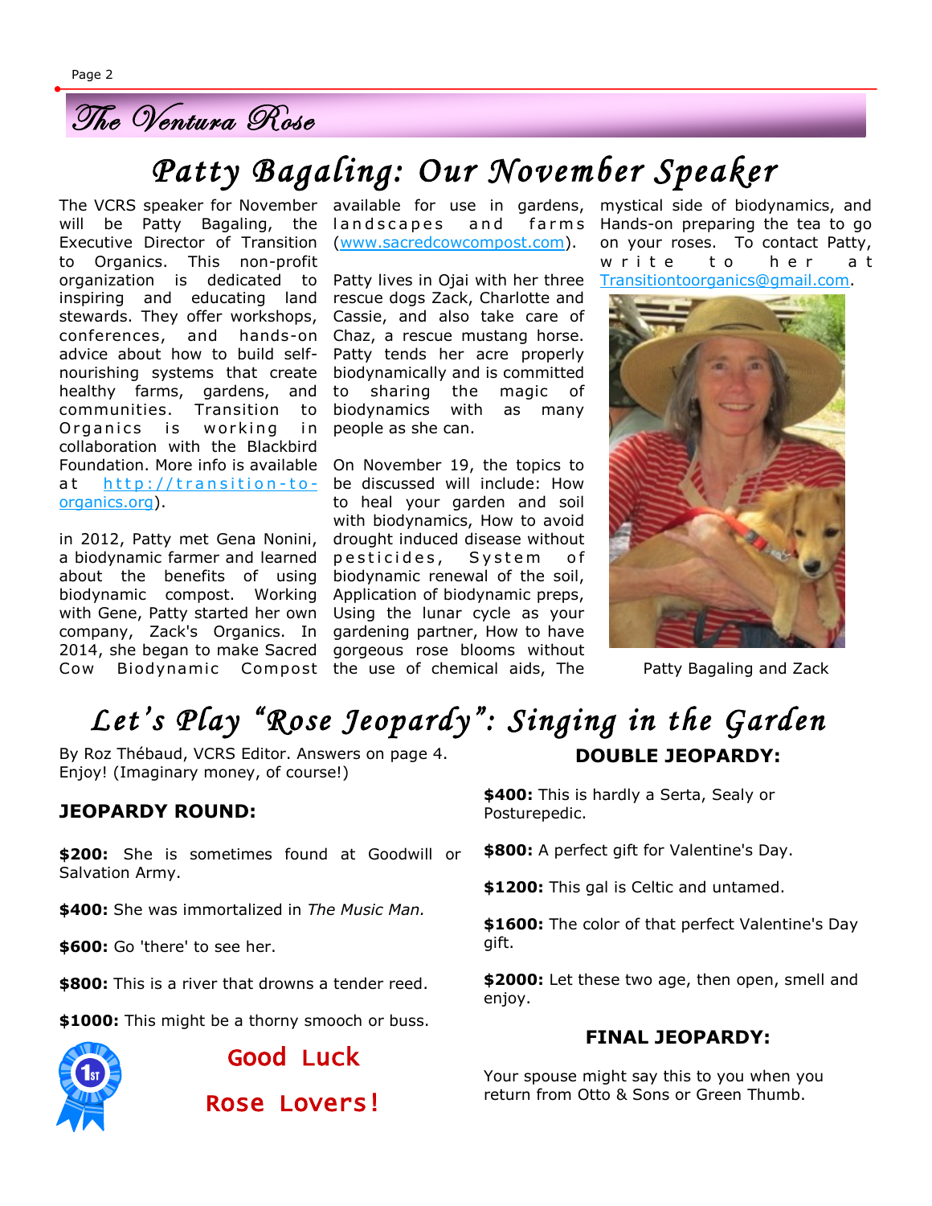# Patty Bagaling: Our November Speaker

The VCRS speaker for November will be Patty Bagaling, the Executive Director of Transition to Organics. This non-profit organization is dedicated to inspiring and educating land stewards. They offer workshops, conferences, and hands-on advice about how to build self-nourishing systems that create healthy farms, gardens, and communities. Transition to Organics is working in collaboration with the Blackbird Foundation. More info is available at http://transition-to-organics.org).

in 2012, Patty met Gena Nonini, a biodynamic farmer and learned about the benefits of using biodynamic compost. Working with Gene, Patty started her own company, Zack's Organics. In 2014, she began to make Sacred Cow Biodynamic Compost available for use in gardens, landscapes and farms (www.sacredcowcompost.com).

Patty lives in Ojai with her three rescue dogs Zack, Charlotte and Cassie, and also take care of Chaz, a rescue mustang horse. Patty tends her acre properly biodynamically and is committed to sharing the magic of biodynamics with as many people as she can.

On November 19, the topics to be discussed will include: How to heal your garden and soil with biodynamics, How to avoid drought induced disease without pesticides, System of biodynamic renewal of the soil, Application of biodynamic preps, Using the lunar cycle as your gardening partner, How to have gorgeous rose blooms without the use of chemical aids, The mystical side of biodynamics, and Hands-on preparing the tea to go on your roses. To contact Patty, write to her at Transitiontoorganics@gmail.com.

Patty Bagaling and Zack

# Let's Play "Rose Jeopardy": Singing in the Garden

By Roz Thébaud, VCRS Editor. Answers on page 4. Enjoy! (Imaginary money, of course!)

### JEOPARDY ROUND:

**$200:** She is sometimes found at Goodwill or Salvation Army.

**$400:** She was immortalized in *The Music Man.*

**$600:** Go 'there' to see her.

**$800:** This is a river that drowns a tender reed.

**$1000:** This might be a thorny smooch or buss.

Good Luck

Rose Lovers!

### DOUBLE JEOPARDY:

**$400:** This is hardly a Serta, Sealy or Posturepedic.

**$800:** A perfect gift for Valentine's Day.

**$1200:** This gal is Celtic and untamed.

**$1600:** The color of that perfect Valentine's Day gift.

**$2000:** Let these two age, then open, smell and enjoy.

### FINAL JEOPARDY:

Your spouse might say this to you when you return from Otto & Sons or Green Thumb.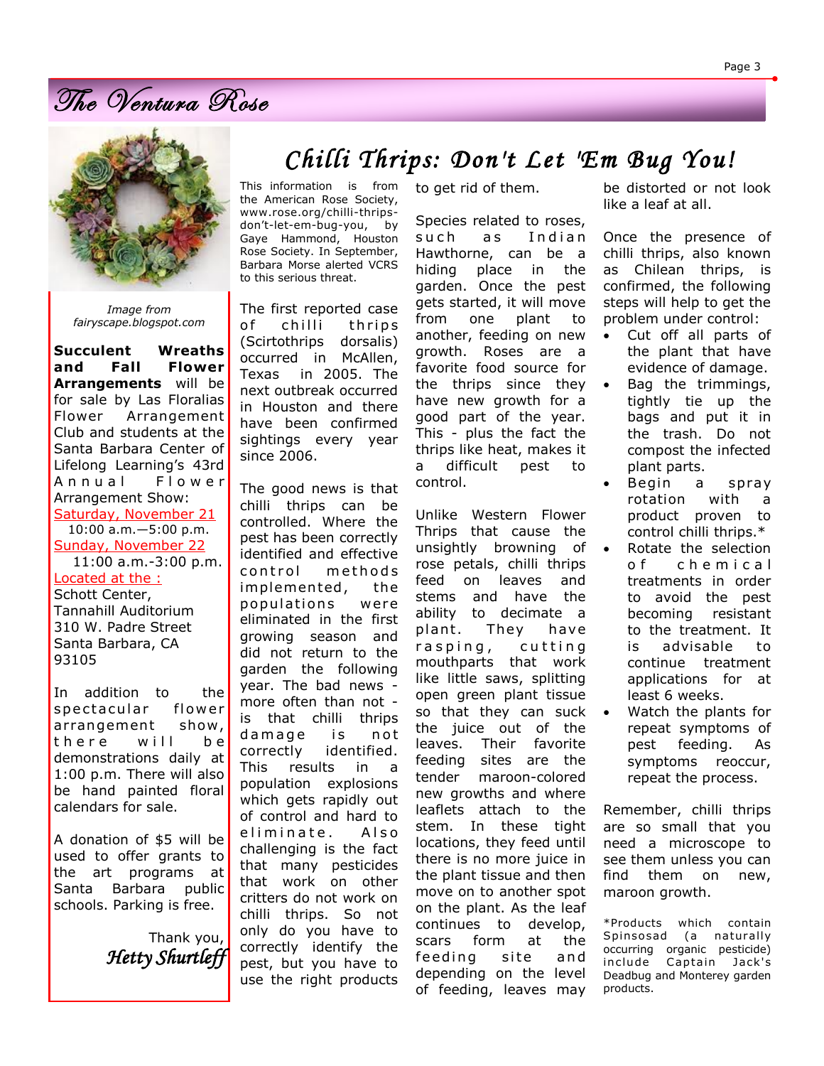*Image from fairyscape.blogspot.com*

**Succulent Wreaths and Fall Flower Arrangements** will be for sale by Las Floralias Flower Arrangement Club and students at the Santa Barbara Center of Lifelong Learning's 43rd Annual Flower Arrangement Show:

Saturday, November 21
10:00 a.m.—5:00 p.m.

Sunday, November 22
11:00 a.m.-3:00 p.m.

Located at the :
Schott Center,
Tannahill Auditorium
310 W. Padre Street
Santa Barbara, CA
93105

In addition to the spectacular flower arrangement show, there will be demonstrations daily at 1:00 p.m. There will also be hand painted floral calendars for sale.

A donation of $5 will be used to offer grants to the art programs at Santa Barbara public schools. Parking is free.

Thank you,
*Hetty Shurtleff*

# Chilli Thrips: Don't Let 'Em Bug You!

This information is from the American Rose Society, www.rose.org/chilli-thrips-don't-let-em-bug-you, by Gaye Hammond, Houston Rose Society. In September, Barbara Morse alerted VCRS to this serious threat.

The first reported case of chilli thrips (Scirtothrips dorsalis) occurred in McAllen, Texas in 2005. The next outbreak occurred in Houston and there have been confirmed sightings every year since 2006.

The good news is that chilli thrips can be controlled. Where the pest has been correctly identified and effective control methods implemented, the populations were eliminated in the first growing season and did not return to the garden the following year. The bad news - more often than not - is that chilli thrips damage is not correctly identified. This results in a population explosions which gets rapidly out of control and hard to eliminate. Also challenging is the fact that many pesticides that work on other critters do not work on chilli thrips. So not only do you have to correctly identify the pest, but you have to use the right products to get rid of them.

Species related to roses, such as Indian Hawthorne, can be a hiding place in the garden. Once the pest gets started, it will move from one plant to another, feeding on new growth. Roses are a favorite food source for the thrips since they have new growth for a good part of the year. This - plus the fact the thrips like heat, makes it a difficult pest to control.

Unlike Western Flower Thrips that cause the unsightly browning of rose petals, chilli thrips feed on leaves and stems and have the ability to decimate a plant. They have rasping, cutting mouthparts that work like little saws, splitting open green plant tissue so that they can suck the juice out of the leaves. Their favorite feeding sites are the tender maroon-colored new growths and where leaflets attach to the stem. In these tight locations, they feed until there is no more juice in the plant tissue and then move on to another spot on the plant. As the leaf continues to develop, scars form at the feeding site and depending on the level of feeding, leaves may be distorted or not look like a leaf at all.

Once the presence of chilli thrips, also known as Chilean thrips, is confirmed, the following steps will help to get the problem under control:

- Cut off all parts of the plant that have evidence of damage.
- Bag the trimmings, tightly tie up the bags and put it in the trash. Do not compost the infected plant parts.
- Begin a spray rotation with a product proven to control chilli thrips.*
- Rotate the selection of chemical treatments in order to avoid the pest becoming resistant to the treatment. It is advisable to continue treatment applications for at least 6 weeks.
- Watch the plants for repeat symptoms of pest feeding. As symptoms reoccur, repeat the process.

Remember, chilli thrips are so small that you need a microscope to see them unless you can find them on new, maroon growth.

*Products which contain Spinsosad (a naturally occurring organic pesticide) include Captain Jack's Deadbug and Monterey garden products.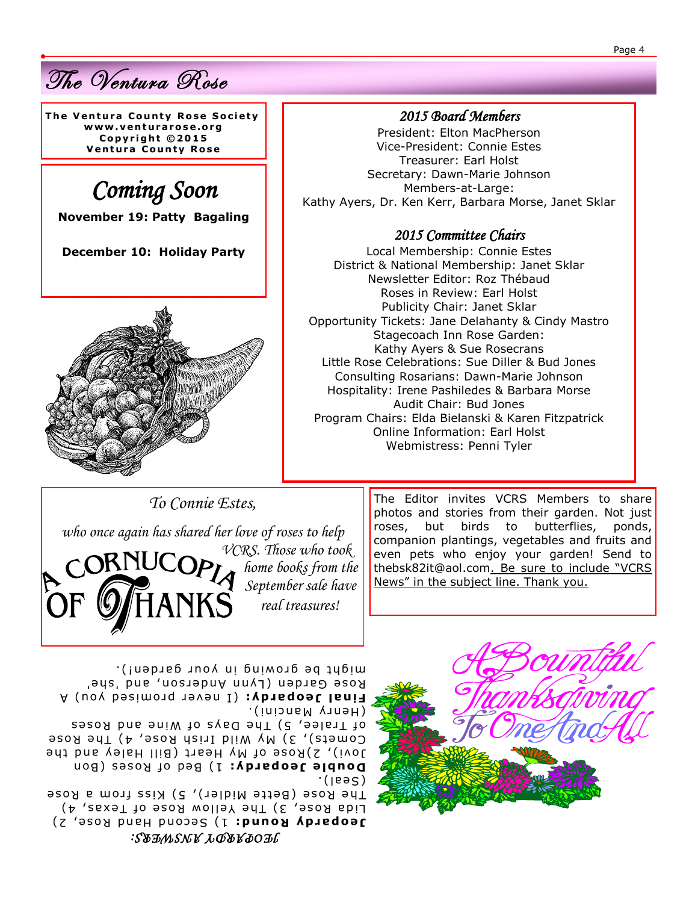# The Ventura Rose

**The Ventura County Rose Society**
**www.venturarose.org**
**Copyright ©2015**
**Ventura County Rose**

## Coming Soon

**November 19: Patty Bagaling**

**December 10: Holiday Party**

### 2015 Board Members

President: Elton MacPherson
Vice-President: Connie Estes
Treasurer: Earl Holst
Secretary: Dawn-Marie Johnson
Members-at-Large:
Kathy Ayers, Dr. Ken Kerr, Barbara Morse, Janet Sklar

### 2015 Committee Chairs

Local Membership: Connie Estes
District & National Membership: Janet Sklar
Newsletter Editor: Roz Thébaud
Roses in Review: Earl Holst
Publicity Chair: Janet Sklar
Opportunity Tickets: Jane Delahanty & Cindy Mastro
Stagecoach Inn Rose Garden:
Kathy Ayers & Sue Rosecrans
Little Rose Celebrations: Sue Diller & Bud Jones
Consulting Rosarians: Dawn-Marie Johnson
Hospitality: Irene Pashiledes & Barbara Morse
Audit Chair: Bud Jones
Program Chairs: Elda Bielanski & Karen Fitzpatrick
Online Information: Earl Holst
Webmistress: Penni Tyler

## A Cornucopia of Thanks

*To Connie Estes,*

*who once again has shared her love of roses to help VCRS. Those who took home books from the September sale have real treasures!*

The Editor invites VCRS Members to share photos and stories from their garden. Not just roses, but birds to butterflies, ponds, companion plantings, vegetables and fruits and even pets who enjoy your garden! Send to thebsk82it@aol.com. Be sure to include "VCRS News" in the subject line. Thank you.

*A Bountiful Thanksgiving To One And All*

### *JEOPARDY ANSWERS:*

**Jeopardy Round:** 1) Second Hand Rose, 2) Lida Rose, 3) The Yellow Rose of Texas, 4) The Rose (Bette Midler), 5) Kiss from a Rose (Seal).

**Double Jeopardy:** 1) Bed of Roses (Bon Jovi), 2) Rose of My Heart (Bill Haley and the Comets), 3) My Wild Irish Rose, 4) The Rose of Tralee, 5) The Days of Wine and Roses (Henry Mancini).

**Final Jeopardy:** (I never promised you) A Rose Garden (Lynn Anderson, and 'she' might be growing in your garden!).